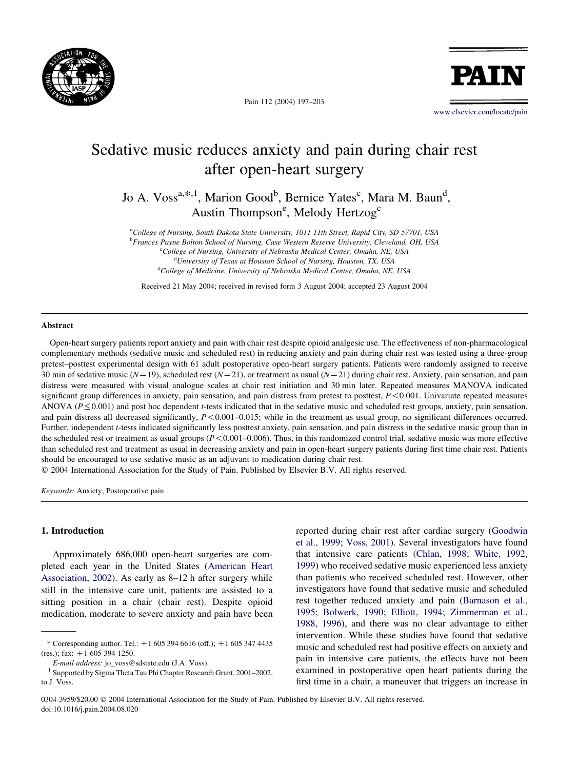# Sedative music reduces anxiety and pain during chair rest after open-heart surgery

Jo A. Voss[a,*,1], Marion Good[b], Bernice Yates[c], Mara M. Baun[d], Austin Thompson[e], Melody Hertzog[c]

[a]College of Nursing, South Dakota State University, 1011 11th Street, Rapid City, SD 57701, USA
[b]Frances Payne Bolton School of Nursing, Case Western Reserve University, Cleveland, OH, USA
[c]College of Nursing, University of Nebraska Medical Center, Omaha, NE, USA
[d]University of Texas at Houston School of Nursing, Houston, TX, USA
[e]College of Medicine, University of Nebraska Medical Center, Omaha, NE, USA

Received 21 May 2004; received in revised form 3 August 2004; accepted 23 August 2004

## Abstract

Open-heart surgery patients report anxiety and pain with chair rest despite opioid analgesic use. The effectiveness of non-pharmacological complementary methods (sedative music and scheduled rest) in reducing anxiety and pain during chair rest was tested using a three-group pretest–posttest experimental design with 61 adult postoperative open-heart surgery patients. Patients were randomly assigned to receive 30 min of sedative music ($N=19$), scheduled rest ($N=21$), or treatment as usual ($N=21$) during chair rest. Anxiety, pain sensation, and pain distress were measured with visual analogue scales at chair rest initiation and 30 min later. Repeated measures MANOVA indicated significant group differences in anxiety, pain sensation, and pain distress from pretest to posttest, $P<0.001$. Univariate repeated measures ANOVA ($P \leq 0.001$) and post hoc dependent *t*-tests indicated that in the sedative music and scheduled rest groups, anxiety, pain sensation, and pain distress all decreased significantly, $P<0.001$–$0.015$; while in the treatment as usual group, no significant differences occurred. Further, independent *t*-tests indicated significantly less posttest anxiety, pain sensation, and pain distress in the sedative music group than in the scheduled rest or treatment as usual groups ($P<0.001$–$0.006$). Thus, in this randomized control trial, sedative music was more effective than scheduled rest and treatment as usual in decreasing anxiety and pain in open-heart surgery patients during first time chair rest. Patients should be encouraged to use sedative music as an adjuvant to medication during chair rest.

© 2004 International Association for the Study of Pain. Published by Elsevier B.V. All rights reserved.

*Keywords:* Anxiety; Postoperative pain

## 1. Introduction

Approximately 686,000 open-heart surgeries are completed each year in the United States (American Heart Association, 2002). As early as 8–12 h after surgery while still in the intensive care unit, patients are assisted to a sitting position in a chair (chair rest). Despite opioid medication, moderate to severe anxiety and pain have been reported during chair rest after cardiac surgery (Goodwin et al., 1999; Voss, 2001). Several investigators have found that intensive care patients (Chlan, 1998; White, 1992, 1999) who received sedative music experienced less anxiety than patients who received scheduled rest. However, other investigators have found that sedative music and scheduled rest together reduced anxiety and pain (Barnason et al., 1995; Bolwerk, 1990; Elliott, 1994; Zimmerman et al., 1988, 1996), and there was no clear advantage to either intervention. While these studies have found that sedative music and scheduled rest had positive effects on anxiety and pain in intensive care patients, the effects have not been examined in postoperative open heart patients during the first time in a chair, a maneuver that triggers an increase in

* Corresponding author. Tel.: +1 605 394 6616 (off.); +1 605 347 4435 (res.); fax: +1 605 394 1250.
*E-mail address:* jo_voss@sdstate.edu (J.A. Voss).
[1] Supported by Sigma Theta Tau Phi Chapter Research Grant, 2001–2002, to J. Voss.

0304-3959/$20.00 © 2004 International Association for the Study of Pain. Published by Elsevier B.V. All rights reserved.
doi:10.1016/j.pain.2004.08.020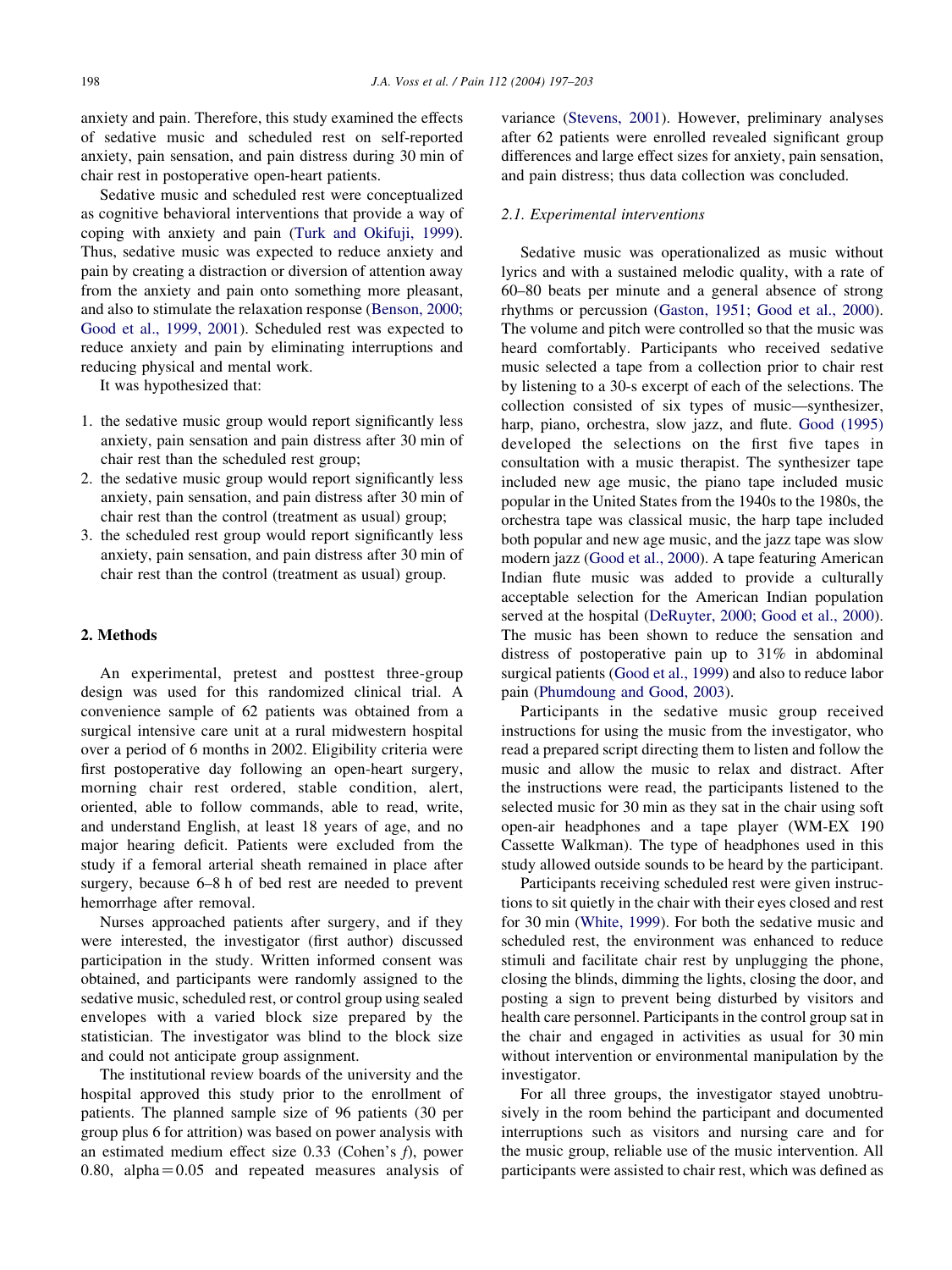anxiety and pain. Therefore, this study examined the effects of sedative music and scheduled rest on self-reported anxiety, pain sensation, and pain distress during 30 min of chair rest in postoperative open-heart patients.

Sedative music and scheduled rest were conceptualized as cognitive behavioral interventions that provide a way of coping with anxiety and pain (Turk and Okifuji, 1999). Thus, sedative music was expected to reduce anxiety and pain by creating a distraction or diversion of attention away from the anxiety and pain onto something more pleasant, and also to stimulate the relaxation response (Benson, 2000; Good et al., 1999, 2001). Scheduled rest was expected to reduce anxiety and pain by eliminating interruptions and reducing physical and mental work.

It was hypothesized that:

1. the sedative music group would report significantly less anxiety, pain sensation and pain distress after 30 min of chair rest than the scheduled rest group;
2. the sedative music group would report significantly less anxiety, pain sensation, and pain distress after 30 min of chair rest than the control (treatment as usual) group;
3. the scheduled rest group would report significantly less anxiety, pain sensation, and pain distress after 30 min of chair rest than the control (treatment as usual) group.

## 2. Methods

An experimental, pretest and posttest three-group design was used for this randomized clinical trial. A convenience sample of 62 patients was obtained from a surgical intensive care unit at a rural midwestern hospital over a period of 6 months in 2002. Eligibility criteria were first postoperative day following an open-heart surgery, morning chair rest ordered, stable condition, alert, oriented, able to follow commands, able to read, write, and understand English, at least 18 years of age, and no major hearing deficit. Patients were excluded from the study if a femoral arterial sheath remained in place after surgery, because 6–8 h of bed rest are needed to prevent hemorrhage after removal.

Nurses approached patients after surgery, and if they were interested, the investigator (first author) discussed participation in the study. Written informed consent was obtained, and participants were randomly assigned to the sedative music, scheduled rest, or control group using sealed envelopes with a varied block size prepared by the statistician. The investigator was blind to the block size and could not anticipate group assignment.

The institutional review boards of the university and the hospital approved this study prior to the enrollment of patients. The planned sample size of 96 patients (30 per group plus 6 for attrition) was based on power analysis with an estimated medium effect size 0.33 (Cohen's $f$), power 0.80, alpha = 0.05 and repeated measures analysis of variance (Stevens, 2001). However, preliminary analyses after 62 patients were enrolled revealed significant group differences and large effect sizes for anxiety, pain sensation, and pain distress; thus data collection was concluded.

### 2.1. Experimental interventions

Sedative music was operationalized as music without lyrics and with a sustained melodic quality, with a rate of 60–80 beats per minute and a general absence of strong rhythms or percussion (Gaston, 1951; Good et al., 2000). The volume and pitch were controlled so that the music was heard comfortably. Participants who received sedative music selected a tape from a collection prior to chair rest by listening to a 30-s excerpt of each of the selections. The collection consisted of six types of music—synthesizer, harp, piano, orchestra, slow jazz, and flute. Good (1995) developed the selections on the first five tapes in consultation with a music therapist. The synthesizer tape included new age music, the piano tape included music popular in the United States from the 1940s to the 1980s, the orchestra tape was classical music, the harp tape included both popular and new age music, and the jazz tape was slow modern jazz (Good et al., 2000). A tape featuring American Indian flute music was added to provide a culturally acceptable selection for the American Indian population served at the hospital (DeRuyter, 2000; Good et al., 2000). The music has been shown to reduce the sensation and distress of postoperative pain up to 31% in abdominal surgical patients (Good et al., 1999) and also to reduce labor pain (Phumdoung and Good, 2003).

Participants in the sedative music group received instructions for using the music from the investigator, who read a prepared script directing them to listen and follow the music and allow the music to relax and distract. After the instructions were read, the participants listened to the selected music for 30 min as they sat in the chair using soft open-air headphones and a tape player (WM-EX 190 Cassette Walkman). The type of headphones used in this study allowed outside sounds to be heard by the participant.

Participants receiving scheduled rest were given instructions to sit quietly in the chair with their eyes closed and rest for 30 min (White, 1999). For both the sedative music and scheduled rest, the environment was enhanced to reduce stimuli and facilitate chair rest by unplugging the phone, closing the blinds, dimming the lights, closing the door, and posting a sign to prevent being disturbed by visitors and health care personnel. Participants in the control group sat in the chair and engaged in activities as usual for 30 min without intervention or environmental manipulation by the investigator.

For all three groups, the investigator stayed unobtrusively in the room behind the participant and documented interruptions such as visitors and nursing care and for the music group, reliable use of the music intervention. All participants were assisted to chair rest, which was defined as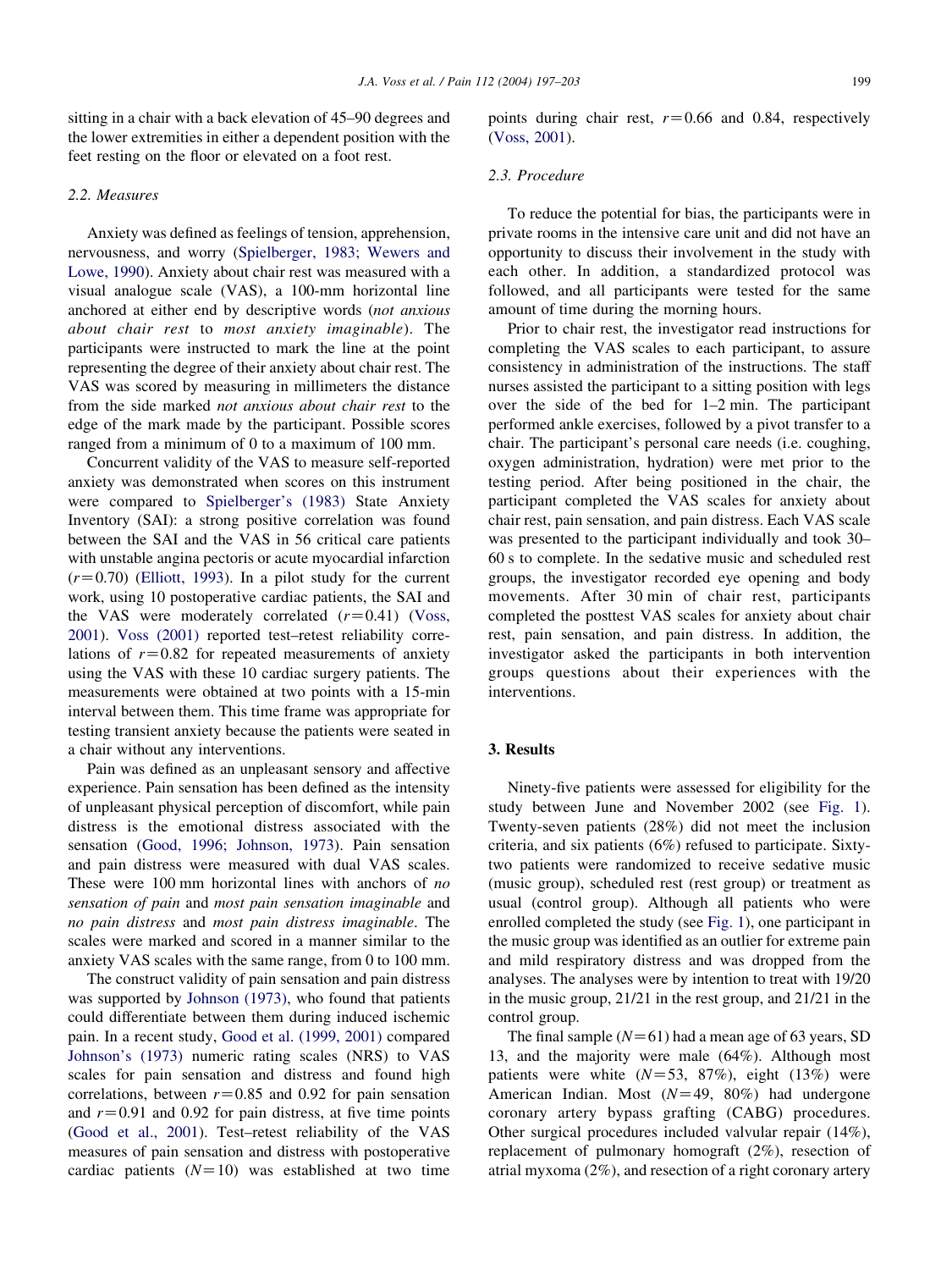sitting in a chair with a back elevation of 45–90 degrees and the lower extremities in either a dependent position with the feet resting on the floor or elevated on a foot rest.

### 2.2. Measures

Anxiety was defined as feelings of tension, apprehension, nervousness, and worry (Spielberger, 1983; Wewers and Lowe, 1990). Anxiety about chair rest was measured with a visual analogue scale (VAS), a 100-mm horizontal line anchored at either end by descriptive words (*not anxious about chair rest* to *most anxiety imaginable*). The participants were instructed to mark the line at the point representing the degree of their anxiety about chair rest. The VAS was scored by measuring in millimeters the distance from the side marked *not anxious about chair rest* to the edge of the mark made by the participant. Possible scores ranged from a minimum of 0 to a maximum of 100 mm.

Concurrent validity of the VAS to measure self-reported anxiety was demonstrated when scores on this instrument were compared to Spielberger's (1983) State Anxiety Inventory (SAI): a strong positive correlation was found between the SAI and the VAS in 56 critical care patients with unstable angina pectoris or acute myocardial infarction ($r=0.70$) (Elliott, 1993). In a pilot study for the current work, using 10 postoperative cardiac patients, the SAI and the VAS were moderately correlated ($r=0.41$) (Voss, 2001). Voss (2001) reported test–retest reliability correlations of $r=0.82$ for repeated measurements of anxiety using the VAS with these 10 cardiac surgery patients. The measurements were obtained at two points with a 15-min interval between them. This time frame was appropriate for testing transient anxiety because the patients were seated in a chair without any interventions.

Pain was defined as an unpleasant sensory and affective experience. Pain sensation has been defined as the intensity of unpleasant physical perception of discomfort, while pain distress is the emotional distress associated with the sensation (Good, 1996; Johnson, 1973). Pain sensation and pain distress were measured with dual VAS scales. These were 100 mm horizontal lines with anchors of *no sensation of pain* and *most pain sensation imaginable* and *no pain distress* and *most pain distress imaginable*. The scales were marked and scored in a manner similar to the anxiety VAS scales with the same range, from 0 to 100 mm.

The construct validity of pain sensation and pain distress was supported by Johnson (1973), who found that patients could differentiate between them during induced ischemic pain. In a recent study, Good et al. (1999, 2001) compared Johnson's (1973) numeric rating scales (NRS) to VAS scales for pain sensation and distress and found high correlations, between $r=0.85$ and 0.92 for pain sensation and $r=0.91$ and 0.92 for pain distress, at five time points (Good et al., 2001). Test–retest reliability of the VAS measures of pain sensation and distress with postoperative cardiac patients ($N=10$) was established at two time points during chair rest, $r=0.66$ and 0.84, respectively (Voss, 2001).

### 2.3. Procedure

To reduce the potential for bias, the participants were in private rooms in the intensive care unit and did not have an opportunity to discuss their involvement in the study with each other. In addition, a standardized protocol was followed, and all participants were tested for the same amount of time during the morning hours.

Prior to chair rest, the investigator read instructions for completing the VAS scales to each participant, to assure consistency in administration of the instructions. The staff nurses assisted the participant to a sitting position with legs over the side of the bed for 1–2 min. The participant performed ankle exercises, followed by a pivot transfer to a chair. The participant's personal care needs (i.e. coughing, oxygen administration, hydration) were met prior to the testing period. After being positioned in the chair, the participant completed the VAS scales for anxiety about chair rest, pain sensation, and pain distress. Each VAS scale was presented to the participant individually and took 30–60 s to complete. In the sedative music and scheduled rest groups, the investigator recorded eye opening and body movements. After 30 min of chair rest, participants completed the posttest VAS scales for anxiety about chair rest, pain sensation, and pain distress. In addition, the investigator asked the participants in both intervention groups questions about their experiences with the interventions.

## 3. Results

Ninety-five patients were assessed for eligibility for the study between June and November 2002 (see Fig. 1). Twenty-seven patients (28%) did not meet the inclusion criteria, and six patients (6%) refused to participate. Sixty-two patients were randomized to receive sedative music (music group), scheduled rest (rest group) or treatment as usual (control group). Although all patients who were enrolled completed the study (see Fig. 1), one participant in the music group was identified as an outlier for extreme pain and mild respiratory distress and was dropped from the analyses. The analyses were by intention to treat with 19/20 in the music group, 21/21 in the rest group, and 21/21 in the control group.

The final sample ($N=61$) had a mean age of 63 years, SD 13, and the majority were male (64%). Although most patients were white ($N=53$, 87%), eight (13%) were American Indian. Most ($N=49$, 80%) had undergone coronary artery bypass grafting (CABG) procedures. Other surgical procedures included valvular repair (14%), replacement of pulmonary homograft (2%), resection of atrial myxoma (2%), and resection of a right coronary artery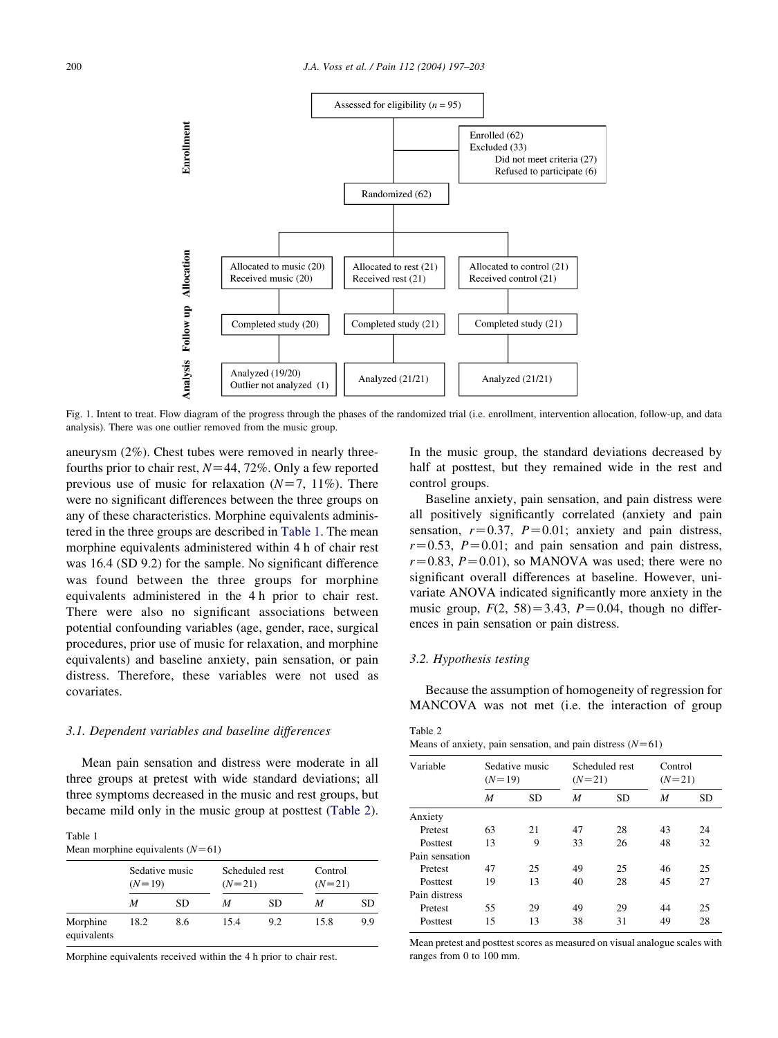Fig. 1. Intent to treat. Flow diagram of the progress through the phases of the randomized trial (i.e. enrollment, intervention allocation, follow-up, and data analysis). There was one outlier removed from the music group.

aneurysm (2%). Chest tubes were removed in nearly three-fourths prior to chair rest, $N=44$, 72%. Only a few reported previous use of music for relaxation ($N=7$, 11%). There were no significant differences between the three groups on any of these characteristics. Morphine equivalents administered in the three groups are described in Table 1. The mean morphine equivalents administered within 4 h of chair rest was 16.4 (SD 9.2) for the sample. No significant difference was found between the three groups for morphine equivalents administered in the 4 h prior to chair rest. There were also no significant associations between potential confounding variables (age, gender, race, surgical procedures, prior use of music for relaxation, and morphine equivalents) and baseline anxiety, pain sensation, or pain distress. Therefore, these variables were not used as covariates.

### 3.1. Dependent variables and baseline differences

Mean pain sensation and distress were moderate in all three groups at pretest with wide standard deviations; all three symptoms decreased in the music and rest groups, but became mild only in the music group at posttest (Table 2).

Table 1
Mean morphine equivalents ($N=61$)

| | Sedative music ($N=19$) | | Scheduled rest ($N=21$) | | Control ($N=21$) | |
|---|---|---|---|---|---|---|
| | *M* | SD | *M* | SD | *M* | SD |
| Morphine equivalents | 18.2 | 8.6 | 15.4 | 9.2 | 15.8 | 9.9 |

Morphine equivalents received within the 4 h prior to chair rest.

In the music group, the standard deviations decreased by half at posttest, but they remained wide in the rest and control groups.

Baseline anxiety, pain sensation, and pain distress were all positively significantly correlated (anxiety and pain sensation, $r=0.37$, $P=0.01$; anxiety and pain distress, $r=0.53$, $P=0.01$; and pain sensation and pain distress, $r=0.83$, $P=0.01$), so MANOVA was used; there were no significant overall differences at baseline. However, univariate ANOVA indicated significantly more anxiety in the music group, $F(2, 58)=3.43$, $P=0.04$, though no differences in pain sensation or pain distress.

### 3.2. Hypothesis testing

Because the assumption of homogeneity of regression for MANCOVA was not met (i.e. the interaction of group

Table 2
Means of anxiety, pain sensation, and pain distress ($N=61$)

| Variable | Sedative music ($N=19$) | | Scheduled rest ($N=21$) | | Control ($N=21$) | |
|---|---|---|---|---|---|---|
| | *M* | SD | *M* | SD | *M* | SD |
| Anxiety | | | | | | |
| Pretest | 63 | 21 | 47 | 28 | 43 | 24 |
| Posttest | 13 | 9 | 33 | 26 | 48 | 32 |
| Pain sensation | | | | | | |
| Pretest | 47 | 25 | 49 | 25 | 46 | 25 |
| Posttest | 19 | 13 | 40 | 28 | 45 | 27 |
| Pain distress | | | | | | |
| Pretest | 55 | 29 | 49 | 29 | 44 | 25 |
| Posttest | 15 | 13 | 38 | 31 | 49 | 28 |

Mean pretest and posttest scores as measured on visual analogue scales with ranges from 0 to 100 mm.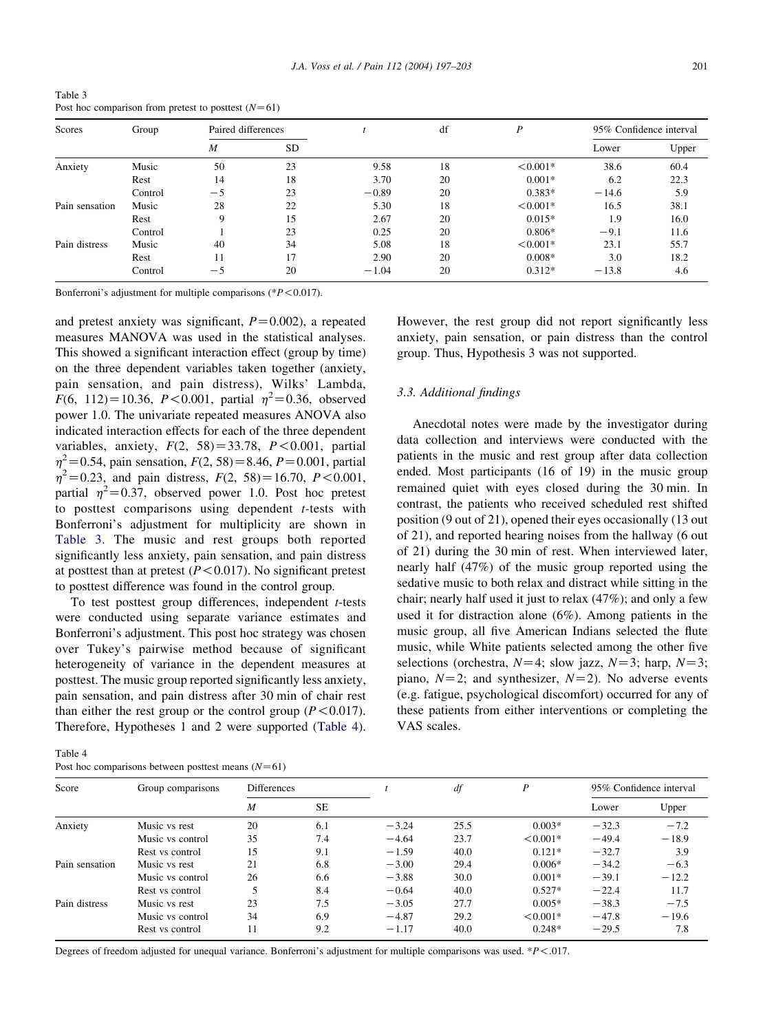Table 3
Post hoc comparison from pretest to posttest ($N=61$)

| Scores | Group | Paired differences | | $t$ | df | $P$ | 95% Confidence interval | |
|---|---|---|---|---|---|---|---|---|
| | | $M$ | SD | | | | Lower | Upper |
| Anxiety | Music | 50 | 23 | 9.58 | 18 | <0.001* | 38.6 | 60.4 |
| | Rest | 14 | 18 | 3.70 | 20 | 0.001* | 6.2 | 22.3 |
| | Control | −5 | 23 | −0.89 | 20 | 0.383* | −14.6 | 5.9 |
| Pain sensation | Music | 28 | 22 | 5.30 | 18 | <0.001* | 16.5 | 38.1 |
| | Rest | 9 | 15 | 2.67 | 20 | 0.015* | 1.9 | 16.0 |
| | Control | 1 | 23 | 0.25 | 20 | 0.806* | −9.1 | 11.6 |
| Pain distress | Music | 40 | 34 | 5.08 | 18 | <0.001* | 23.1 | 55.7 |
| | Rest | 11 | 17 | 2.90 | 20 | 0.008* | 3.0 | 18.2 |
| | Control | −5 | 20 | −1.04 | 20 | 0.312* | −13.8 | 4.6 |

Bonferroni's adjustment for multiple comparisons (*$P<0.017$).

and pretest anxiety was significant, $P=0.002$), a repeated measures MANOVA was used in the statistical analyses. This showed a significant interaction effect (group by time) on the three dependent variables taken together (anxiety, pain sensation, and pain distress), Wilks' Lambda, $F(6, 112)=10.36$, $P<0.001$, partial $\eta^2=0.36$, observed power 1.0. The univariate repeated measures ANOVA also indicated interaction effects for each of the three dependent variables, anxiety, $F(2, 58)=33.78$, $P<0.001$, partial $\eta^2=0.54$, pain sensation, $F(2, 58)=8.46$, $P=0.001$, partial $\eta^2=0.23$, and pain distress, $F(2, 58)=16.70$, $P<0.001$, partial $\eta^2=0.37$, observed power 1.0. Post hoc pretest to posttest comparisons using dependent $t$-tests with Bonferroni's adjustment for multiplicity are shown in Table 3. The music and rest groups both reported significantly less anxiety, pain sensation, and pain distress at posttest than at pretest ($P<0.017$). No significant pretest to posttest difference was found in the control group.

To test posttest group differences, independent $t$-tests were conducted using separate variance estimates and Bonferroni's adjustment. This post hoc strategy was chosen over Tukey's pairwise method because of significant heterogeneity of variance in the dependent measures at posttest. The music group reported significantly less anxiety, pain sensation, and pain distress after 30 min of chair rest than either the rest group or the control group ($P<0.017$). Therefore, Hypotheses 1 and 2 were supported (Table 4). However, the rest group did not report significantly less anxiety, pain sensation, or pain distress than the control group. Thus, Hypothesis 3 was not supported.

### 3.3. Additional findings

Anecdotal notes were made by the investigator during data collection and interviews were conducted with the patients in the music and rest group after data collection ended. Most participants (16 of 19) in the music group remained quiet with eyes closed during the 30 min. In contrast, the patients who received scheduled rest shifted position (9 out of 21), opened their eyes occasionally (13 out of 21), and reported hearing noises from the hallway (6 out of 21) during the 30 min of rest. When interviewed later, nearly half (47%) of the music group reported using the sedative music to both relax and distract while sitting in the chair; nearly half used it just to relax (47%); and only a few used it for distraction alone (6%). Among patients in the music group, all five American Indians selected the flute music, while White patients selected among the other five selections (orchestra, $N=4$; slow jazz, $N=3$; harp, $N=3$; piano, $N=2$; and synthesizer, $N=2$). No adverse events (e.g. fatigue, psychological discomfort) occurred for any of these patients from either interventions or completing the VAS scales.

Table 4
Post hoc comparisons between posttest means ($N=61$)

| Score | Group comparisons | Differences | | $t$ | $df$ | $P$ | 95% Confidence interval | |
|---|---|---|---|---|---|---|---|---|
| | | $M$ | SE | | | | Lower | Upper |
| Anxiety | Music vs rest | 20 | 6.1 | −3.24 | 25.5 | 0.003* | −32.3 | −7.2 |
| | Music vs control | 35 | 7.4 | −4.64 | 23.7 | <0.001* | −49.4 | −18.9 |
| | Rest vs control | 15 | 9.1 | −1.59 | 40.0 | 0.121* | −32.7 | 3.9 |
| Pain sensation | Music vs rest | 21 | 6.8 | −3.00 | 29.4 | 0.006* | −34.2 | −6.3 |
| | Music vs control | 26 | 6.6 | −3.88 | 30.0 | 0.001* | −39.1 | −12.2 |
| | Rest vs control | 5 | 8.4 | −0.64 | 40.0 | 0.527* | −22.4 | 11.7 |
| Pain distress | Music vs rest | 23 | 7.5 | −3.05 | 27.7 | 0.005* | −38.3 | −7.5 |
| | Music vs control | 34 | 6.9 | −4.87 | 29.2 | <0.001* | −47.8 | −19.6 |
| | Rest vs control | 11 | 9.2 | −1.17 | 40.0 | 0.248* | −29.5 | 7.8 |

Degrees of freedom adjusted for unequal variance. Bonferroni's adjustment for multiple comparisons was used. *$P<.017$.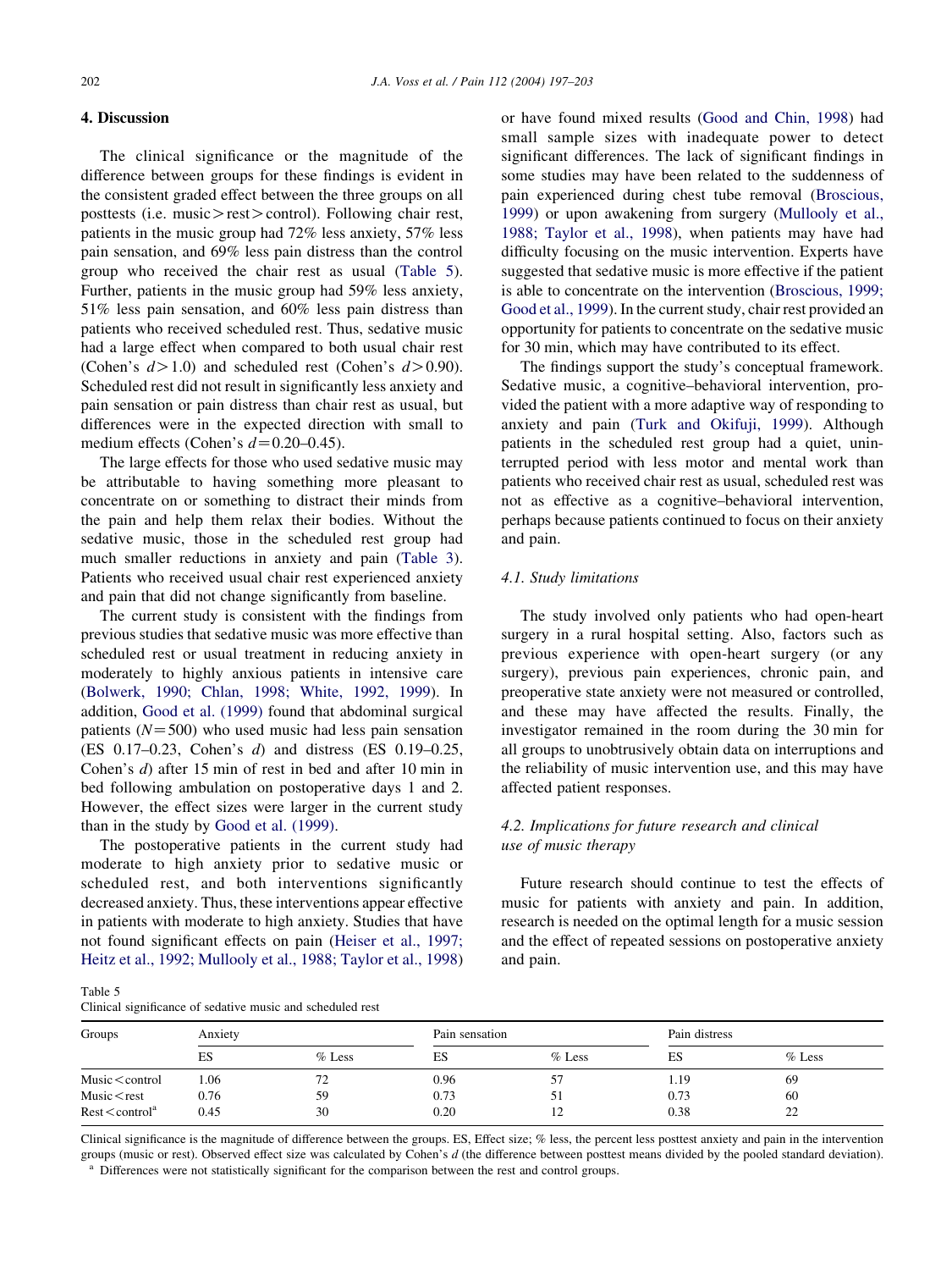## 4. Discussion

The clinical significance or the magnitude of the difference between groups for these findings is evident in the consistent graded effect between the three groups on all posttests (i.e. music > rest > control). Following chair rest, patients in the music group had 72% less anxiety, 57% less pain sensation, and 69% less pain distress than the control group who received the chair rest as usual (Table 5). Further, patients in the music group had 59% less anxiety, 51% less pain sensation, and 60% less pain distress than patients who received scheduled rest. Thus, sedative music had a large effect when compared to both usual chair rest (Cohen's $d > 1.0$) and scheduled rest (Cohen's $d > 0.90$). Scheduled rest did not result in significantly less anxiety and pain sensation or pain distress than chair rest as usual, but differences were in the expected direction with small to medium effects (Cohen's $d = 0.20$–$0.45$).

The large effects for those who used sedative music may be attributable to having something more pleasant to concentrate on or something to distract their minds from the pain and help them relax their bodies. Without the sedative music, those in the scheduled rest group had much smaller reductions in anxiety and pain (Table 3). Patients who received usual chair rest experienced anxiety and pain that did not change significantly from baseline.

The current study is consistent with the findings from previous studies that sedative music was more effective than scheduled rest or usual treatment in reducing anxiety in moderately to highly anxious patients in intensive care (Bolwerk, 1990; Chlan, 1998; White, 1992, 1999). In addition, Good et al. (1999) found that abdominal surgical patients ($N = 500$) who used music had less pain sensation (ES 0.17–0.23, Cohen's $d$) and distress (ES 0.19–0.25, Cohen's $d$) after 15 min of rest in bed and after 10 min in bed following ambulation on postoperative days 1 and 2. However, the effect sizes were larger in the current study than in the study by Good et al. (1999).

The postoperative patients in the current study had moderate to high anxiety prior to sedative music or scheduled rest, and both interventions significantly decreased anxiety. Thus, these interventions appear effective in patients with moderate to high anxiety. Studies that have not found significant effects on pain (Heiser et al., 1997; Heitz et al., 1992; Mullooly et al., 1988; Taylor et al., 1998) or have found mixed results (Good and Chin, 1998) had small sample sizes with inadequate power to detect significant differences. The lack of significant findings in some studies may have been related to the suddenness of pain experienced during chest tube removal (Broscious, 1999) or upon awakening from surgery (Mullooly et al., 1988; Taylor et al., 1998), when patients may have had difficulty focusing on the music intervention. Experts have suggested that sedative music is more effective if the patient is able to concentrate on the intervention (Broscious, 1999; Good et al., 1999). In the current study, chair rest provided an opportunity for patients to concentrate on the sedative music for 30 min, which may have contributed to its effect.

The findings support the study's conceptual framework. Sedative music, a cognitive–behavioral intervention, provided the patient with a more adaptive way of responding to anxiety and pain (Turk and Okifuji, 1999). Although patients in the scheduled rest group had a quiet, uninterrupted period with less motor and mental work than patients who received chair rest as usual, scheduled rest was not as effective as a cognitive–behavioral intervention, perhaps because patients continued to focus on their anxiety and pain.

### 4.1. Study limitations

The study involved only patients who had open-heart surgery in a rural hospital setting. Also, factors such as previous experience with open-heart surgery (or any surgery), previous pain experiences, chronic pain, and preoperative state anxiety were not measured or controlled, and these may have affected the results. Finally, the investigator remained in the room during the 30 min for all groups to unobtrusively obtain data on interruptions and the reliability of music intervention use, and this may have affected patient responses.

### 4.2. Implications for future research and clinical use of music therapy

Future research should continue to test the effects of music for patients with anxiety and pain. In addition, research is needed on the optimal length for a music session and the effect of repeated sessions on postoperative anxiety and pain.

Table 5
Clinical significance of sedative music and scheduled rest

| Groups | Anxiety | | Pain sensation | | Pain distress | |
|---|---|---|---|---|---|---|
| | ES | % Less | ES | % Less | ES | % Less |
| Music < control | 1.06 | 72 | 0.96 | 57 | 1.19 | 69 |
| Music < rest | 0.76 | 59 | 0.73 | 51 | 0.73 | 60 |
| Rest < control[a] | 0.45 | 30 | 0.20 | 12 | 0.38 | 22 |

Clinical significance is the magnitude of difference between the groups. ES, Effect size; % less, the percent less posttest anxiety and pain in the intervention groups (music or rest). Observed effect size was calculated by Cohen's $d$ (the difference between posttest means divided by the pooled standard deviation).
[a] Differences were not statistically significant for the comparison between the rest and control groups.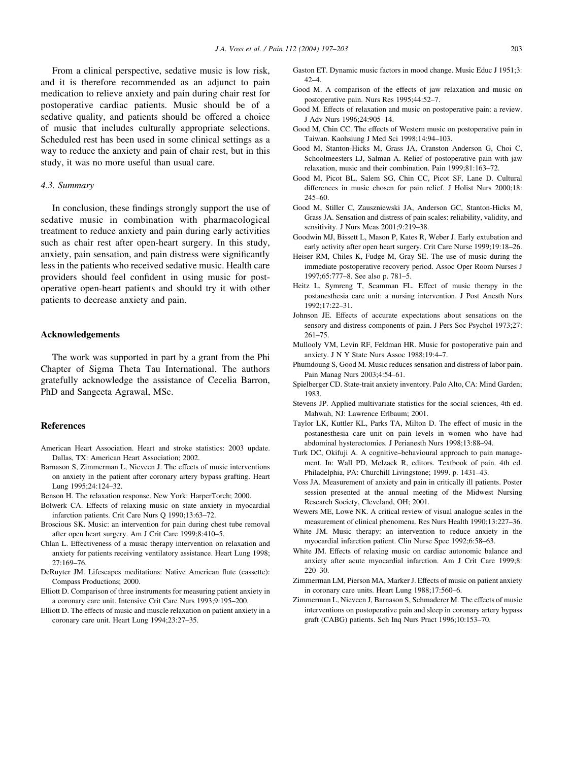From a clinical perspective, sedative music is low risk, and it is therefore recommended as an adjunct to pain medication to relieve anxiety and pain during chair rest for postoperative cardiac patients. Music should be of a sedative quality, and patients should be offered a choice of music that includes culturally appropriate selections. Scheduled rest has been used in some clinical settings as a way to reduce the anxiety and pain of chair rest, but in this study, it was no more useful than usual care.

### 4.3. Summary

In conclusion, these findings strongly support the use of sedative music in combination with pharmacological treatment to reduce anxiety and pain during early activities such as chair rest after open-heart surgery. In this study, anxiety, pain sensation, and pain distress were significantly less in the patients who received sedative music. Health care providers should feel confident in using music for postoperative open-heart patients and should try it with other patients to decrease anxiety and pain.

## Acknowledgements

The work was supported in part by a grant from the Phi Chapter of Sigma Theta Tau International. The authors gratefully acknowledge the assistance of Cecelia Barron, PhD and Sangeeta Agrawal, MSc.

## References

American Heart Association. Heart and stroke statistics: 2003 update. Dallas, TX: American Heart Association; 2002.

Barnason S, Zimmerman L, Nieveen J. The effects of music interventions on anxiety in the patient after coronary artery bypass grafting. Heart Lung 1995;24:124–32.

Benson H. The relaxation response. New York: HarperTorch; 2000.

Bolwerk CA. Effects of relaxing music on state anxiety in myocardial infarction patients. Crit Care Nurs Q 1990;13:63–72.

Broscious SK. Music: an intervention for pain during chest tube removal after open heart surgery. Am J Crit Care 1999;8:410–5.

Chlan L. Effectiveness of a music therapy intervention on relaxation and anxiety for patients receiving ventilatory assistance. Heart Lung 1998; 27:169–76.

DeRuyter JM. Lifescapes meditations: Native American flute (cassette): Compass Productions; 2000.

Elliott D. Comparison of three instruments for measuring patient anxiety in a coronary care unit. Intensive Crit Care Nurs 1993;9:195–200.

Elliott D. The effects of music and muscle relaxation on patient anxiety in a coronary care unit. Heart Lung 1994;23:27–35.

Gaston ET. Dynamic music factors in mood change. Music Educ J 1951;3: 42–4.

Good M. A comparison of the effects of jaw relaxation and music on postoperative pain. Nurs Res 1995;44:52–7.

Good M. Effects of relaxation and music on postoperative pain: a review. J Adv Nurs 1996;24:905–14.

Good M, Chin CC. The effects of Western music on postoperative pain in Taiwan. Kaohsiung J Med Sci 1998;14:94–103.

Good M, Stanton-Hicks M, Grass JA, Cranston Anderson G, Choi C, Schoolmeesters LJ, Salman A. Relief of postoperative pain with jaw relaxation, music and their combination. Pain 1999;81:163–72.

Good M, Picot BL, Salem SG, Chin CC, Picot SF, Lane D. Cultural differences in music chosen for pain relief. J Holist Nurs 2000;18: 245–60.

Good M, Stiller C, Zauszniewski JA, Anderson GC, Stanton-Hicks M, Grass JA. Sensation and distress of pain scales: reliability, validity, and sensitivity. J Nurs Meas 2001;9:219–38.

Goodwin MJ, Bissett L, Mason P, Kates R, Weber J. Early extubation and early activity after open heart surgery. Crit Care Nurse 1999;19:18–26.

Heiser RM, Chiles K, Fudge M, Gray SE. The use of music during the immediate postoperative recovery period. Assoc Oper Room Nurses J 1997;65:777–8. See also p. 781–5.

Heitz L, Symreng T, Scamman FL. Effect of music therapy in the postanesthesia care unit: a nursing intervention. J Post Anesth Nurs 1992;17:22–31.

Johnson JE. Effects of accurate expectations about sensations on the sensory and distress components of pain. J Pers Soc Psychol 1973;27: 261–75.

Mullooly VM, Levin RF, Feldman HR. Music for postoperative pain and anxiety. J N Y State Nurs Assoc 1988;19:4–7.

Phumdoung S, Good M. Music reduces sensation and distress of labor pain. Pain Manag Nurs 2003;4:54–61.

Spielberger CD. State-trait anxiety inventory. Palo Alto, CA: Mind Garden; 1983.

Stevens JP. Applied multivariate statistics for the social sciences, 4th ed. Mahwah, NJ: Lawrence Erlbaum; 2001.

Taylor LK, Kuttler KL, Parks TA, Milton D. The effect of music in the postanesthesia care unit on pain levels in women who have had abdominal hysterectomies. J Perianesth Nurs 1998;13:88–94.

Turk DC, Okifuji A. A cognitive–behavioural approach to pain management. In: Wall PD, Melzack R, editors. Textbook of pain. 4th ed. Philadelphia, PA: Churchill Livingstone; 1999. p. 1431–43.

Voss JA. Measurement of anxiety and pain in critically ill patients. Poster session presented at the annual meeting of the Midwest Nursing Research Society, Cleveland, OH; 2001.

Wewers ME, Lowe NK. A critical review of visual analogue scales in the measurement of clinical phenomena. Res Nurs Health 1990;13:227–36.

White JM. Music therapy: an intervention to reduce anxiety in the myocardial infarction patient. Clin Nurse Spec 1992;6:58–63.

White JM. Effects of relaxing music on cardiac autonomic balance and anxiety after acute myocardial infarction. Am J Crit Care 1999;8: 220–30.

Zimmerman LM, Pierson MA, Marker J. Effects of music on patient anxiety in coronary care units. Heart Lung 1988;17:560–6.

Zimmerman L, Nieveen J, Barnason S, Schmaderer M. The effects of music interventions on postoperative pain and sleep in coronary artery bypass graft (CABG) patients. Sch Inq Nurs Pract 1996;10:153–70.